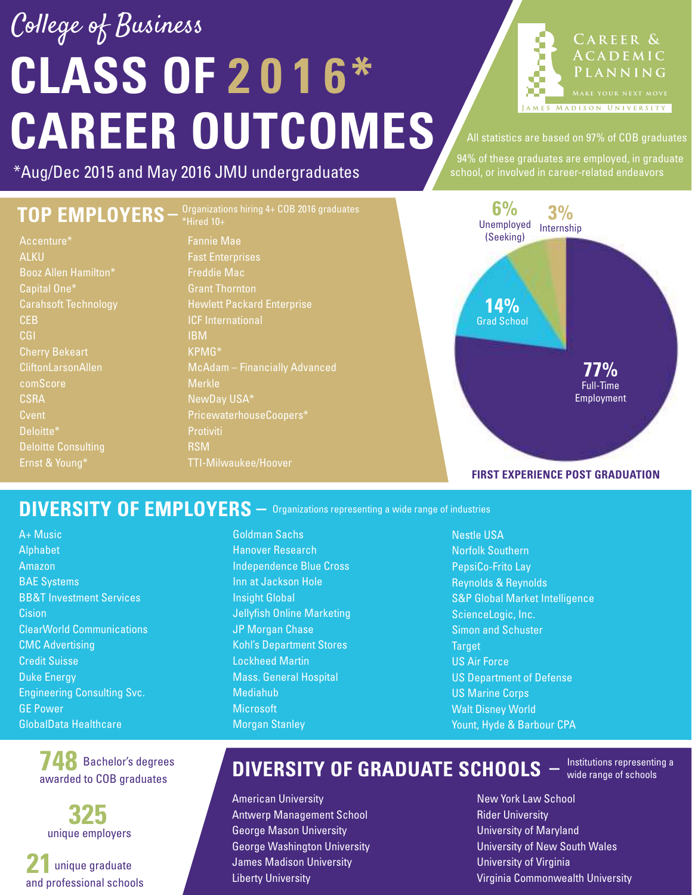# College of Business

# CLASS OF 2016* CAREER OUTCOMES

*Aug/Dec 2015 and May 2016 JMU undergraduates

CAREER & ACADEMIC PLANNING
MAKE YOUR NEXT MOVE
JAMES MADISON UNIVERSITY

All statistics are based on 97% of COB graduates

94% of these graduates are employed, in graduate school, or involved in career-related endeavors

## TOP EMPLOYERS – Organizations hiring 4+ COB 2016 graduates *Hired 10+

- Accenture*
- ALKU
- Booz Allen Hamilton*
- Capital One*
- Carahsoft Technology
- CEB
- CGI
- Cherry Bekeart
- CliftonLarsonAllen
- comScore
- CSRA
- Cvent
- Deloitte*
- Deloitte Consulting
- Ernst & Young*
- Fannie Mae
- Fast Enterprises
- Freddie Mac
- Grant Thornton
- Hewlett Packard Enterprise
- ICF International
- IBM
- KPMG*
- McAdam – Financially Advanced
- Merkle
- NewDay USA*
- PricewaterhouseCoopers*
- Protiviti
- RSM
- TTI-Milwaukee/Hoover

## FIRST EXPERIENCE POST GRADUATION

- 77% Full-Time Employment
- 14% Grad School
- 6% Unemployed (Seeking)
- 3% Internship

## DIVERSITY OF EMPLOYERS – Organizations representing a wide range of industries

- A+ Music
- Alphabet
- Amazon
- BAE Systems
- BB&T Investment Services
- Cision
- ClearWorld Communications
- CMC Advertising
- Credit Suisse
- Duke Energy
- Engineering Consulting Svc.
- GE Power
- GlobalData Healthcare
- Goldman Sachs
- Hanover Research
- Independence Blue Cross
- Inn at Jackson Hole
- Insight Global
- Jellyfish Online Marketing
- JP Morgan Chase
- Kohl's Department Stores
- Lockheed Martin
- Mass. General Hospital
- Mediahub
- Microsoft
- Morgan Stanley
- Nestle USA
- Norfolk Southern
- PepsiCo-Frito Lay
- Reynolds & Reynolds
- S&P Global Market Intelligence
- ScienceLogic, Inc.
- Simon and Schuster
- Target
- US Air Force
- US Department of Defense
- US Marine Corps
- Walt Disney World
- Yount, Hyde & Barbour CPA

**748** Bachelor's degrees awarded to COB graduates

**325** unique employers

**21** unique graduate and professional schools

## DIVERSITY OF GRADUATE SCHOOLS – Institutions representing a wide range of schools

- American University
- Antwerp Management School
- George Mason University
- George Washington University
- James Madison University
- Liberty University
- New York Law School
- Rider University
- University of Maryland
- University of New South Wales
- University of Virginia
- Virginia Commonwealth University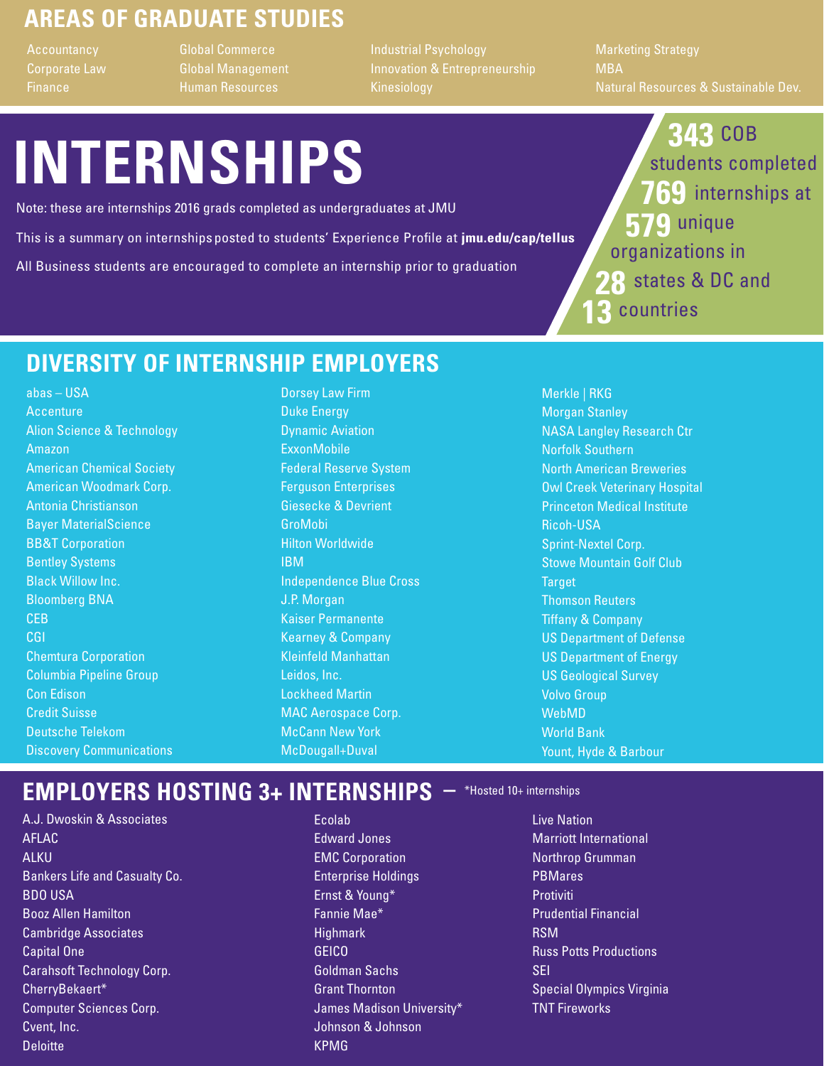## AREAS OF GRADUATE STUDIES

- Accountancy
- Corporate Law
- Finance
- Global Commerce
- Global Management
- Human Resources
- Industrial Psychology
- Innovation & Entrepreneurship
- Kinesiology
- Marketing Strategy
- MBA
- Natural Resources & Sustainable Dev.

# INTERNSHIPS

Note: these are internships 2016 grads completed as undergraduates at JMU

This is a summary on internships posted to students' Experience Profile at **jmu.edu/cap/tellus**

All Business students are encouraged to complete an internship prior to graduation

**343** COB students completed **769** internships at **579** unique organizations in **28** states & DC and **13** countries

## DIVERSITY OF INTERNSHIP EMPLOYERS

- abas – USA
- Accenture
- Alion Science & Technology
- Amazon
- American Chemical Society
- American Woodmark Corp.
- Antonia Christianson
- Bayer MaterialScience
- BB&T Corporation
- Bentley Systems
- Black Willow Inc.
- Bloomberg BNA
- CEB
- CGI
- Chemtura Corporation
- Columbia Pipeline Group
- Con Edison
- Credit Suisse
- Deutsche Telekom
- Discovery Communications
- Dorsey Law Firm
- Duke Energy
- Dynamic Aviation
- ExxonMobile
- Federal Reserve System
- Ferguson Enterprises
- Giesecke & Devrient
- GroMobi
- Hilton Worldwide
- IBM
- Independence Blue Cross
- J.P. Morgan
- Kaiser Permanente
- Kearney & Company
- Kleinfeld Manhattan
- Leidos, Inc.
- Lockheed Martin
- MAC Aerospace Corp.
- McCann New York
- McDougall+Duval
- Merkle | RKG
- Morgan Stanley
- NASA Langley Research Ctr
- Norfolk Southern
- North American Breweries
- Owl Creek Veterinary Hospital
- Princeton Medical Institute
- Ricoh-USA
- Sprint-Nextel Corp.
- Stowe Mountain Golf Club
- Target
- Thomson Reuters
- Tiffany & Company
- US Department of Defense
- US Department of Energy
- US Geological Survey
- Volvo Group
- WebMD
- World Bank
- Yount, Hyde & Barbour

## EMPLOYERS HOSTING 3+ INTERNSHIPS – *Hosted 10+ internships

- A.J. Dwoskin & Associates
- AFLAC
- ALKU
- Bankers Life and Casualty Co.
- BDO USA
- Booz Allen Hamilton
- Cambridge Associates
- Capital One
- Carahsoft Technology Corp.
- CherryBekaert*
- Computer Sciences Corp.
- Cvent, Inc.
- Deloitte
- Ecolab
- Edward Jones
- EMC Corporation
- Enterprise Holdings
- Ernst & Young*
- Fannie Mae*
- Highmark
- GEICO
- Goldman Sachs
- Grant Thornton
- James Madison University*
- Johnson & Johnson
- KPMG
- Live Nation
- Marriott International
- Northrop Grumman
- PBMares
- Protiviti
- Prudential Financial
- RSM
- Russ Potts Productions
- SEI
- Special Olympics Virginia
- TNT Fireworks